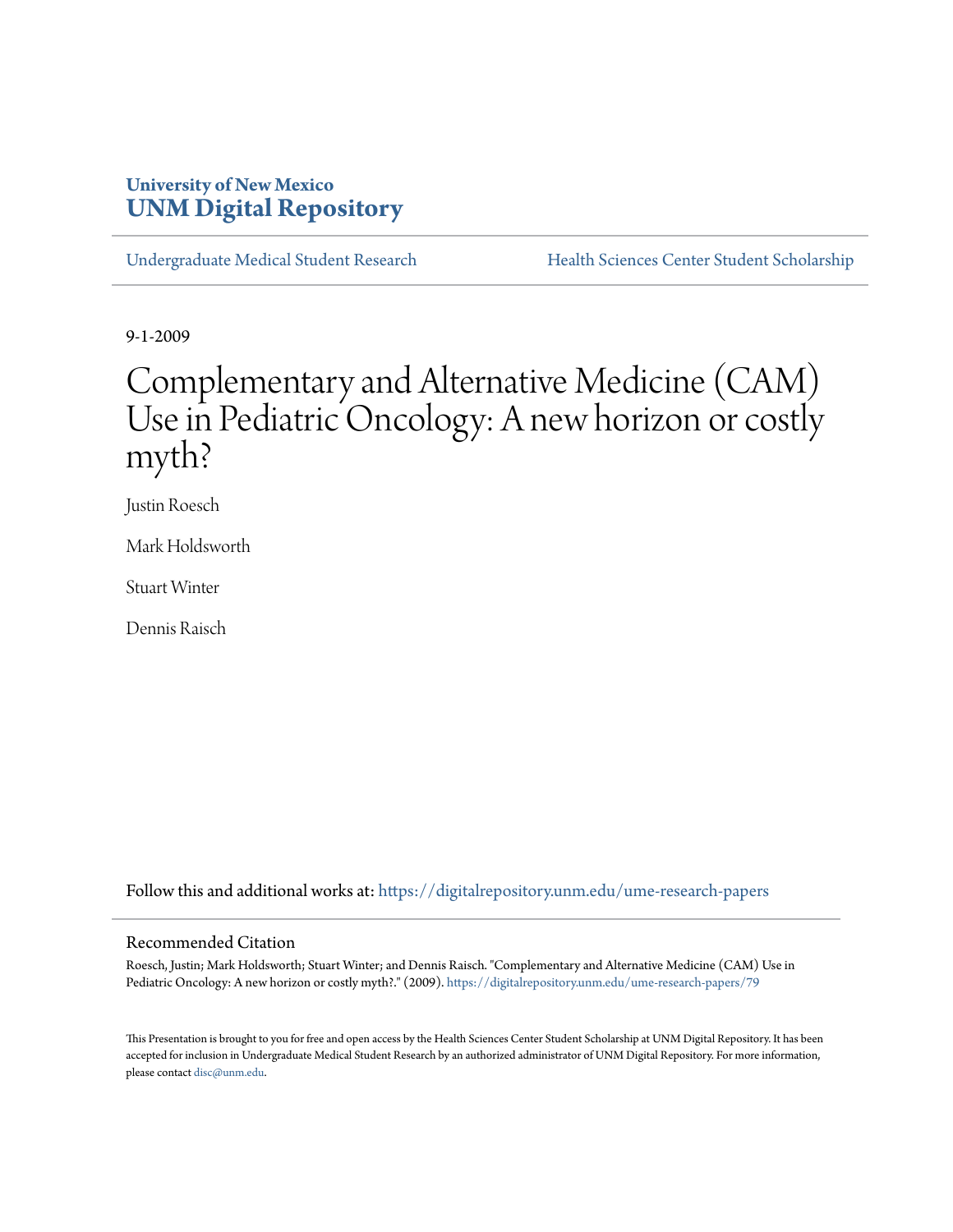University of New Mexico
**UNM Digital Repository**

Undergraduate Medical Student Research | Health Sciences Center Student Scholarship

9-1-2009

# Complementary and Alternative Medicine (CAM) Use in Pediatric Oncology: A new horizon or costly myth?

Justin Roesch

Mark Holdsworth

Stuart Winter

Dennis Raisch

Follow this and additional works at: https://digitalrepository.unm.edu/ume-research-papers

## Recommended Citation

Roesch, Justin; Mark Holdsworth; Stuart Winter; and Dennis Raisch. "Complementary and Alternative Medicine (CAM) Use in Pediatric Oncology: A new horizon or costly myth?." (2009). https://digitalrepository.unm.edu/ume-research-papers/79

This Presentation is brought to you for free and open access by the Health Sciences Center Student Scholarship at UNM Digital Repository. It has been accepted for inclusion in Undergraduate Medical Student Research by an authorized administrator of UNM Digital Repository. For more information, please contact disc@unm.edu.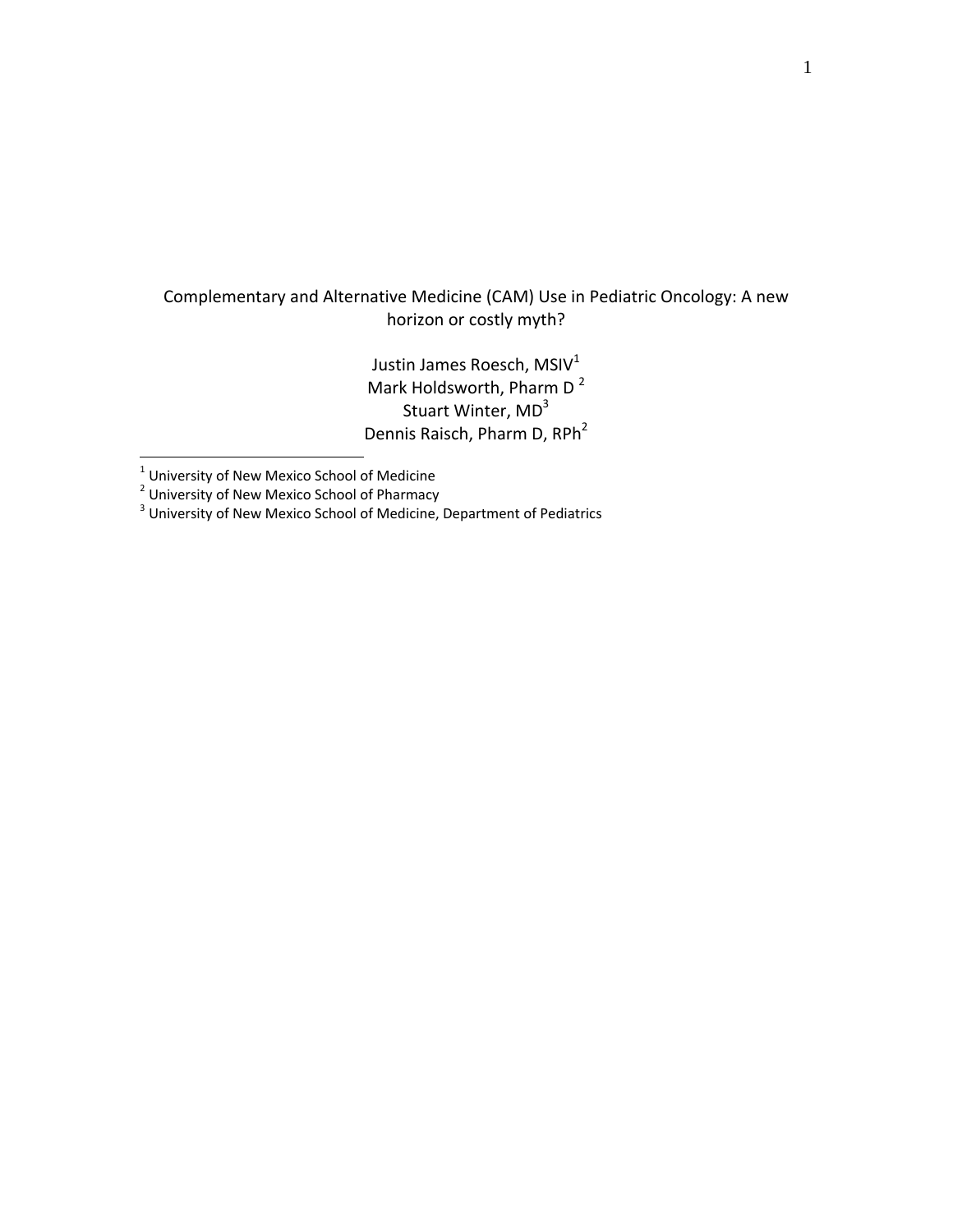# Complementary and Alternative Medicine (CAM) Use in Pediatric Oncology: A new horizon or costly myth?

Justin James Roesch, MSIV[1]
Mark Holdsworth, Pharm D [2]
Stuart Winter, MD[3]
Dennis Raisch, Pharm D, RPh[2]

[1] University of New Mexico School of Medicine
[2] University of New Mexico School of Pharmacy
[3] University of New Mexico School of Medicine, Department of Pediatrics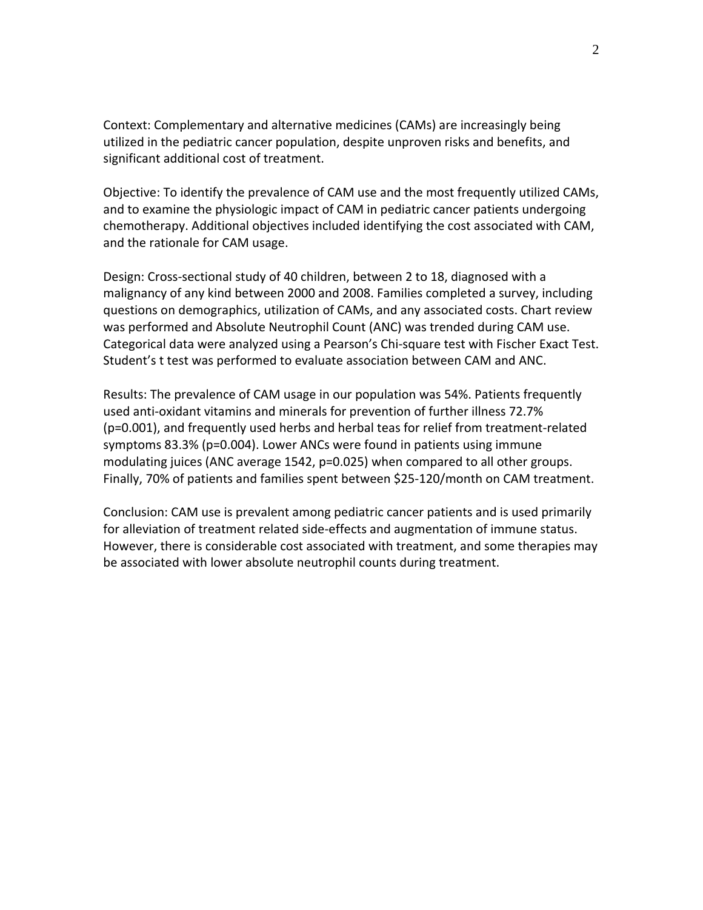Context: Complementary and alternative medicines (CAMs) are increasingly being utilized in the pediatric cancer population, despite unproven risks and benefits, and significant additional cost of treatment.

Objective: To identify the prevalence of CAM use and the most frequently utilized CAMs, and to examine the physiologic impact of CAM in pediatric cancer patients undergoing chemotherapy. Additional objectives included identifying the cost associated with CAM, and the rationale for CAM usage.

Design: Cross-sectional study of 40 children, between 2 to 18, diagnosed with a malignancy of any kind between 2000 and 2008. Families completed a survey, including questions on demographics, utilization of CAMs, and any associated costs. Chart review was performed and Absolute Neutrophil Count (ANC) was trended during CAM use. Categorical data were analyzed using a Pearson's Chi-square test with Fischer Exact Test. Student's t test was performed to evaluate association between CAM and ANC.

Results: The prevalence of CAM usage in our population was 54%. Patients frequently used anti-oxidant vitamins and minerals for prevention of further illness 72.7% ($p=0.001$), and frequently used herbs and herbal teas for relief from treatment-related symptoms 83.3% ($p=0.004$). Lower ANCs were found in patients using immune modulating juices (ANC average 1542, $p=0.025$) when compared to all other groups. Finally, 70% of patients and families spent between $25-120/month on CAM treatment.

Conclusion: CAM use is prevalent among pediatric cancer patients and is used primarily for alleviation of treatment related side-effects and augmentation of immune status. However, there is considerable cost associated with treatment, and some therapies may be associated with lower absolute neutrophil counts during treatment.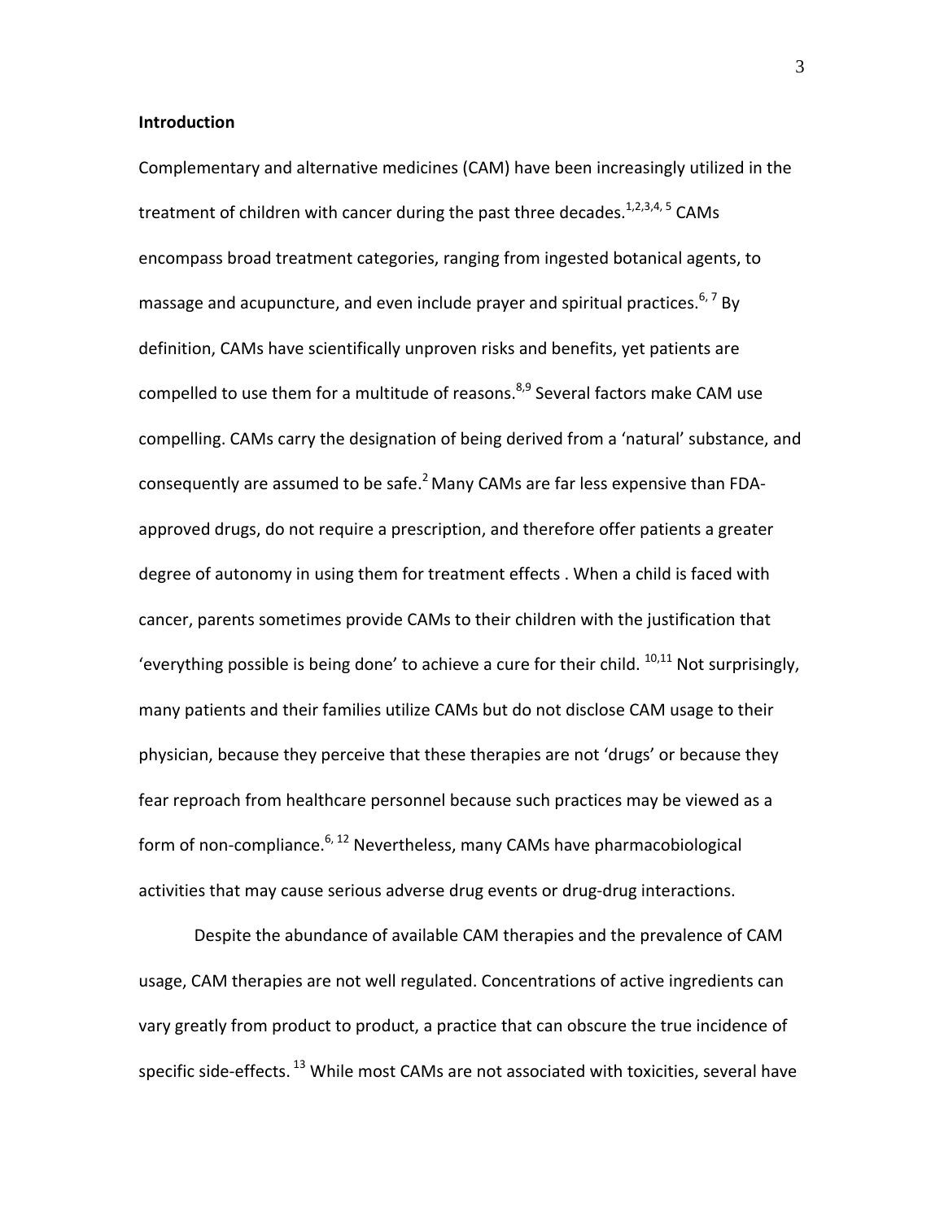**Introduction**

Complementary and alternative medicines (CAM) have been increasingly utilized in the treatment of children with cancer during the past three decades.[1,2,3,4,5] CAMs encompass broad treatment categories, ranging from ingested botanical agents, to massage and acupuncture, and even include prayer and spiritual practices.[6,7] By definition, CAMs have scientifically unproven risks and benefits, yet patients are compelled to use them for a multitude of reasons.[8,9] Several factors make CAM use compelling. CAMs carry the designation of being derived from a 'natural' substance, and consequently are assumed to be safe.[2] Many CAMs are far less expensive than FDA-approved drugs, do not require a prescription, and therefore offer patients a greater degree of autonomy in using them for treatment effects . When a child is faced with cancer, parents sometimes provide CAMs to their children with the justification that 'everything possible is being done' to achieve a cure for their child. [10,11] Not surprisingly, many patients and their families utilize CAMs but do not disclose CAM usage to their physician, because they perceive that these therapies are not 'drugs' or because they fear reproach from healthcare personnel because such practices may be viewed as a form of non-compliance.[6,12] Nevertheless, many CAMs have pharmacobiological activities that may cause serious adverse drug events or drug-drug interactions.

Despite the abundance of available CAM therapies and the prevalence of CAM usage, CAM therapies are not well regulated. Concentrations of active ingredients can vary greatly from product to product, a practice that can obscure the true incidence of specific side-effects. [13] While most CAMs are not associated with toxicities, several have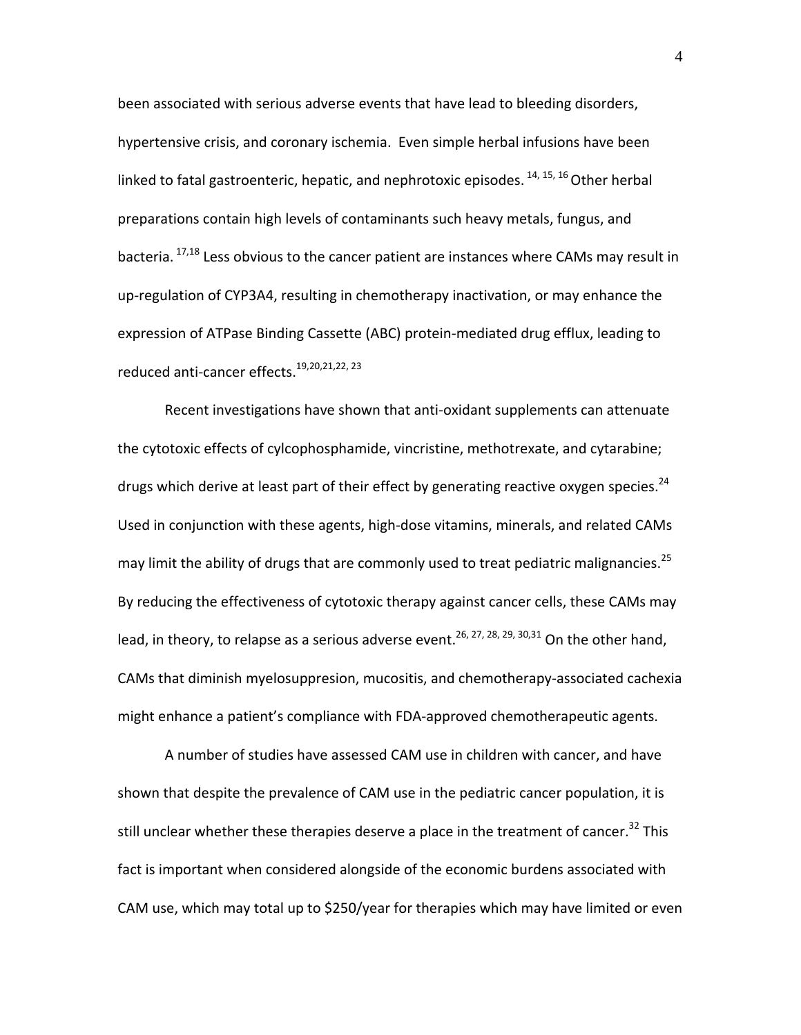been associated with serious adverse events that have lead to bleeding disorders, hypertensive crisis, and coronary ischemia. Even simple herbal infusions have been linked to fatal gastroenteric, hepatic, and nephrotoxic episodes. [14, 15, 16] Other herbal preparations contain high levels of contaminants such heavy metals, fungus, and bacteria. [17,18] Less obvious to the cancer patient are instances where CAMs may result in up-regulation of CYP3A4, resulting in chemotherapy inactivation, or may enhance the expression of ATPase Binding Cassette (ABC) protein-mediated drug efflux, leading to reduced anti-cancer effects.[19,20,21,22, 23]

Recent investigations have shown that anti-oxidant supplements can attenuate the cytotoxic effects of cylcophosphamide, vincristine, methotrexate, and cytarabine; drugs which derive at least part of their effect by generating reactive oxygen species.[24] Used in conjunction with these agents, high-dose vitamins, minerals, and related CAMs may limit the ability of drugs that are commonly used to treat pediatric malignancies.[25] By reducing the effectiveness of cytotoxic therapy against cancer cells, these CAMs may lead, in theory, to relapse as a serious adverse event.[26, 27, 28, 29, 30,31] On the other hand, CAMs that diminish myelosuppresion, mucositis, and chemotherapy-associated cachexia might enhance a patient's compliance with FDA-approved chemotherapeutic agents.

A number of studies have assessed CAM use in children with cancer, and have shown that despite the prevalence of CAM use in the pediatric cancer population, it is still unclear whether these therapies deserve a place in the treatment of cancer.[32] This fact is important when considered alongside of the economic burdens associated with CAM use, which may total up to $250/year for therapies which may have limited or even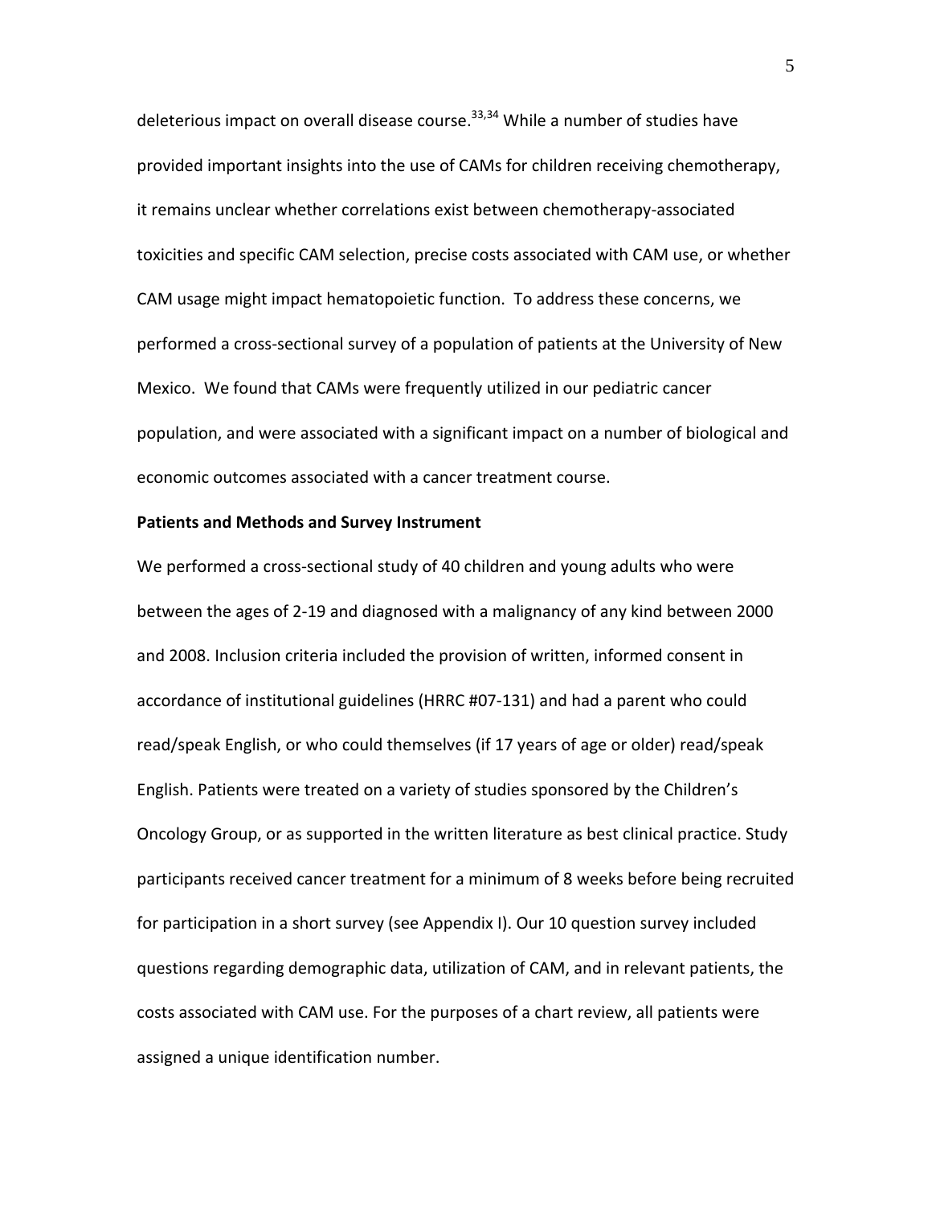deleterious impact on overall disease course.[33,34] While a number of studies have provided important insights into the use of CAMs for children receiving chemotherapy, it remains unclear whether correlations exist between chemotherapy-associated toxicities and specific CAM selection, precise costs associated with CAM use, or whether CAM usage might impact hematopoietic function. To address these concerns, we performed a cross-sectional survey of a population of patients at the University of New Mexico. We found that CAMs were frequently utilized in our pediatric cancer population, and were associated with a significant impact on a number of biological and economic outcomes associated with a cancer treatment course.

**Patients and Methods and Survey Instrument**

We performed a cross-sectional study of 40 children and young adults who were between the ages of 2-19 and diagnosed with a malignancy of any kind between 2000 and 2008. Inclusion criteria included the provision of written, informed consent in accordance of institutional guidelines (HRRC #07-131) and had a parent who could read/speak English, or who could themselves (if 17 years of age or older) read/speak English. Patients were treated on a variety of studies sponsored by the Children's Oncology Group, or as supported in the written literature as best clinical practice. Study participants received cancer treatment for a minimum of 8 weeks before being recruited for participation in a short survey (see Appendix I). Our 10 question survey included questions regarding demographic data, utilization of CAM, and in relevant patients, the costs associated with CAM use. For the purposes of a chart review, all patients were assigned a unique identification number.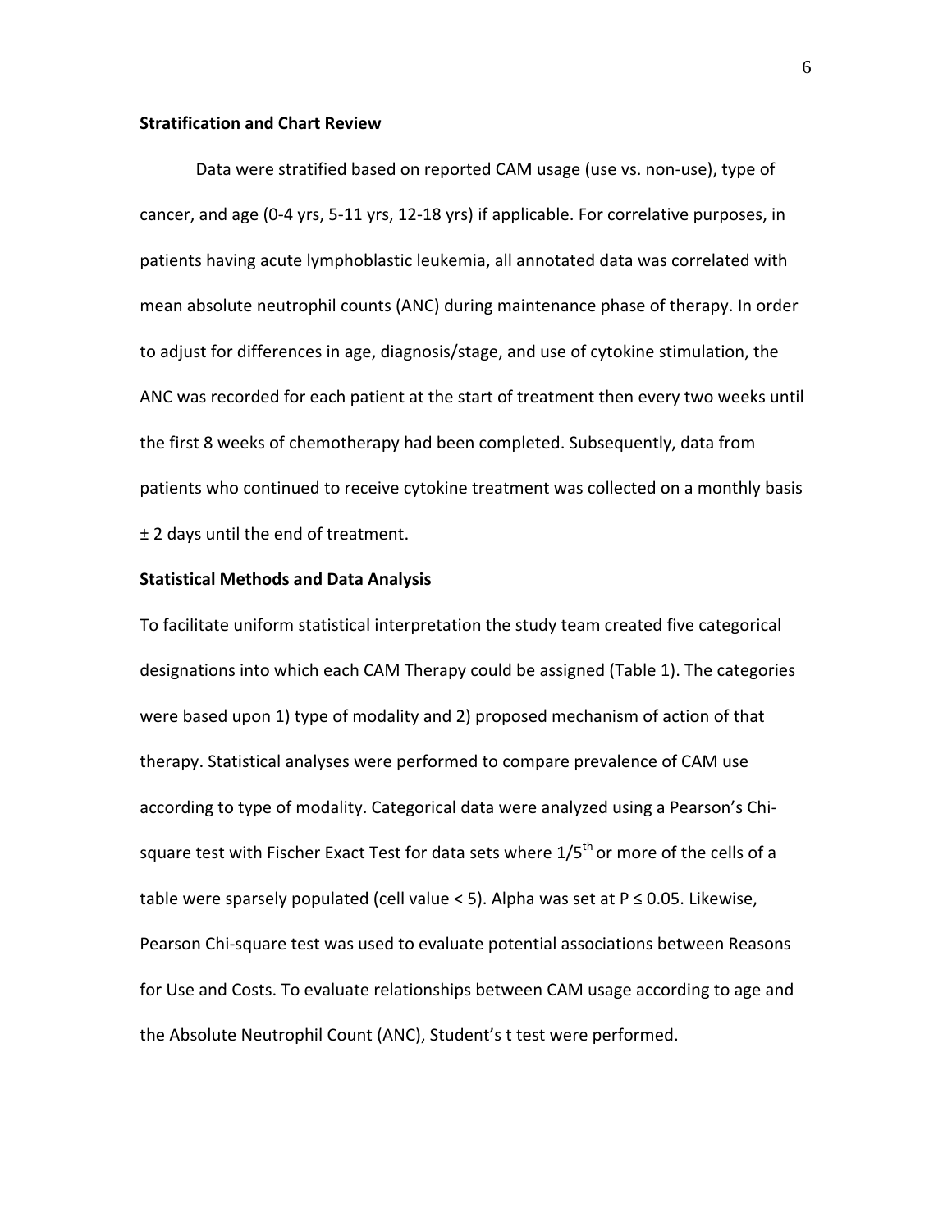**Stratification and Chart Review**

Data were stratified based on reported CAM usage (use vs. non-use), type of cancer, and age (0-4 yrs, 5-11 yrs, 12-18 yrs) if applicable. For correlative purposes, in patients having acute lymphoblastic leukemia, all annotated data was correlated with mean absolute neutrophil counts (ANC) during maintenance phase of therapy. In order to adjust for differences in age, diagnosis/stage, and use of cytokine stimulation, the ANC was recorded for each patient at the start of treatment then every two weeks until the first 8 weeks of chemotherapy had been completed. Subsequently, data from patients who continued to receive cytokine treatment was collected on a monthly basis ± 2 days until the end of treatment.

**Statistical Methods and Data Analysis**

To facilitate uniform statistical interpretation the study team created five categorical designations into which each CAM Therapy could be assigned (Table 1). The categories were based upon 1) type of modality and 2) proposed mechanism of action of that therapy. Statistical analyses were performed to compare prevalence of CAM use according to type of modality. Categorical data were analyzed using a Pearson's Chi-square test with Fischer Exact Test for data sets where 1/5$^{th}$ or more of the cells of a table were sparsely populated (cell value < 5). Alpha was set at $P \leq 0.05$. Likewise, Pearson Chi-square test was used to evaluate potential associations between Reasons for Use and Costs. To evaluate relationships between CAM usage according to age and the Absolute Neutrophil Count (ANC), Student's t test were performed.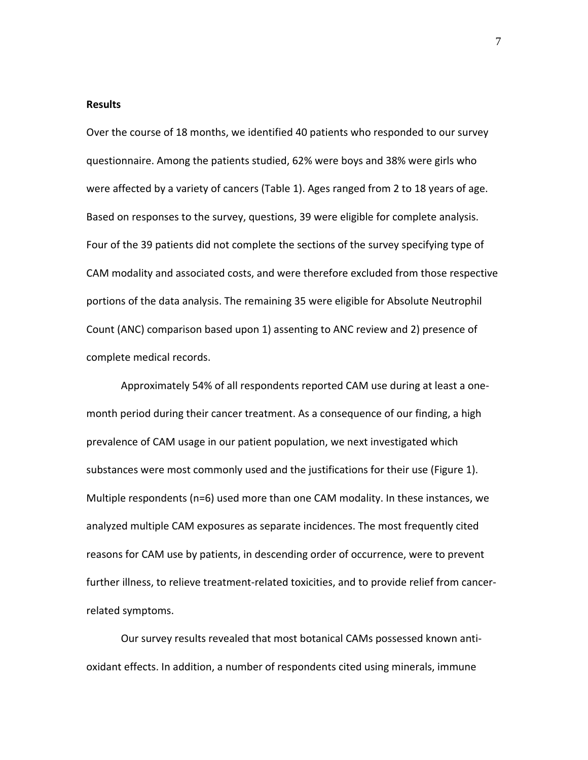**Results**

Over the course of 18 months, we identified 40 patients who responded to our survey questionnaire. Among the patients studied, 62% were boys and 38% were girls who were affected by a variety of cancers (Table 1). Ages ranged from 2 to 18 years of age. Based on responses to the survey, questions, 39 were eligible for complete analysis. Four of the 39 patients did not complete the sections of the survey specifying type of CAM modality and associated costs, and were therefore excluded from those respective portions of the data analysis. The remaining 35 were eligible for Absolute Neutrophil Count (ANC) comparison based upon 1) assenting to ANC review and 2) presence of complete medical records.

Approximately 54% of all respondents reported CAM use during at least a one-month period during their cancer treatment. As a consequence of our finding, a high prevalence of CAM usage in our patient population, we next investigated which substances were most commonly used and the justifications for their use (Figure 1). Multiple respondents (n=6) used more than one CAM modality. In these instances, we analyzed multiple CAM exposures as separate incidences. The most frequently cited reasons for CAM use by patients, in descending order of occurrence, were to prevent further illness, to relieve treatment-related toxicities, and to provide relief from cancer-related symptoms.

Our survey results revealed that most botanical CAMs possessed known anti-oxidant effects. In addition, a number of respondents cited using minerals, immune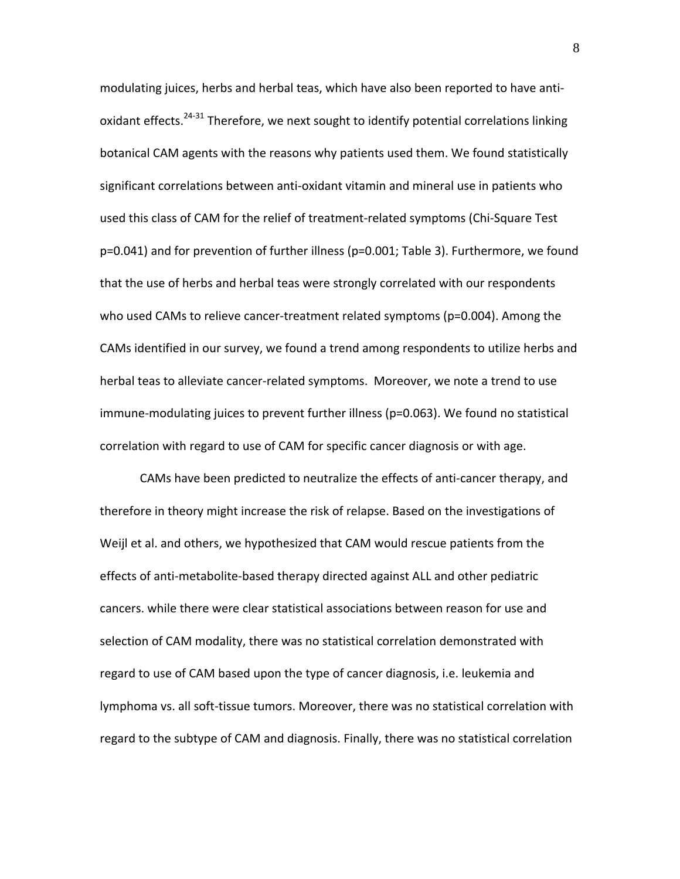modulating juices, herbs and herbal teas, which have also been reported to have anti-oxidant effects.[24-31] Therefore, we next sought to identify potential correlations linking botanical CAM agents with the reasons why patients used them. We found statistically significant correlations between anti-oxidant vitamin and mineral use in patients who used this class of CAM for the relief of treatment-related symptoms (Chi-Square Test $p=0.041$) and for prevention of further illness ($p=0.001$; Table 3). Furthermore, we found that the use of herbs and herbal teas were strongly correlated with our respondents who used CAMs to relieve cancer-treatment related symptoms ($p=0.004$). Among the CAMs identified in our survey, we found a trend among respondents to utilize herbs and herbal teas to alleviate cancer-related symptoms. Moreover, we note a trend to use immune-modulating juices to prevent further illness ($p=0.063$). We found no statistical correlation with regard to use of CAM for specific cancer diagnosis or with age.

CAMs have been predicted to neutralize the effects of anti-cancer therapy, and therefore in theory might increase the risk of relapse. Based on the investigations of Weijl et al. and others, we hypothesized that CAM would rescue patients from the effects of anti-metabolite-based therapy directed against ALL and other pediatric cancers. while there were clear statistical associations between reason for use and selection of CAM modality, there was no statistical correlation demonstrated with regard to use of CAM based upon the type of cancer diagnosis, i.e. leukemia and lymphoma vs. all soft-tissue tumors. Moreover, there was no statistical correlation with regard to the subtype of CAM and diagnosis. Finally, there was no statistical correlation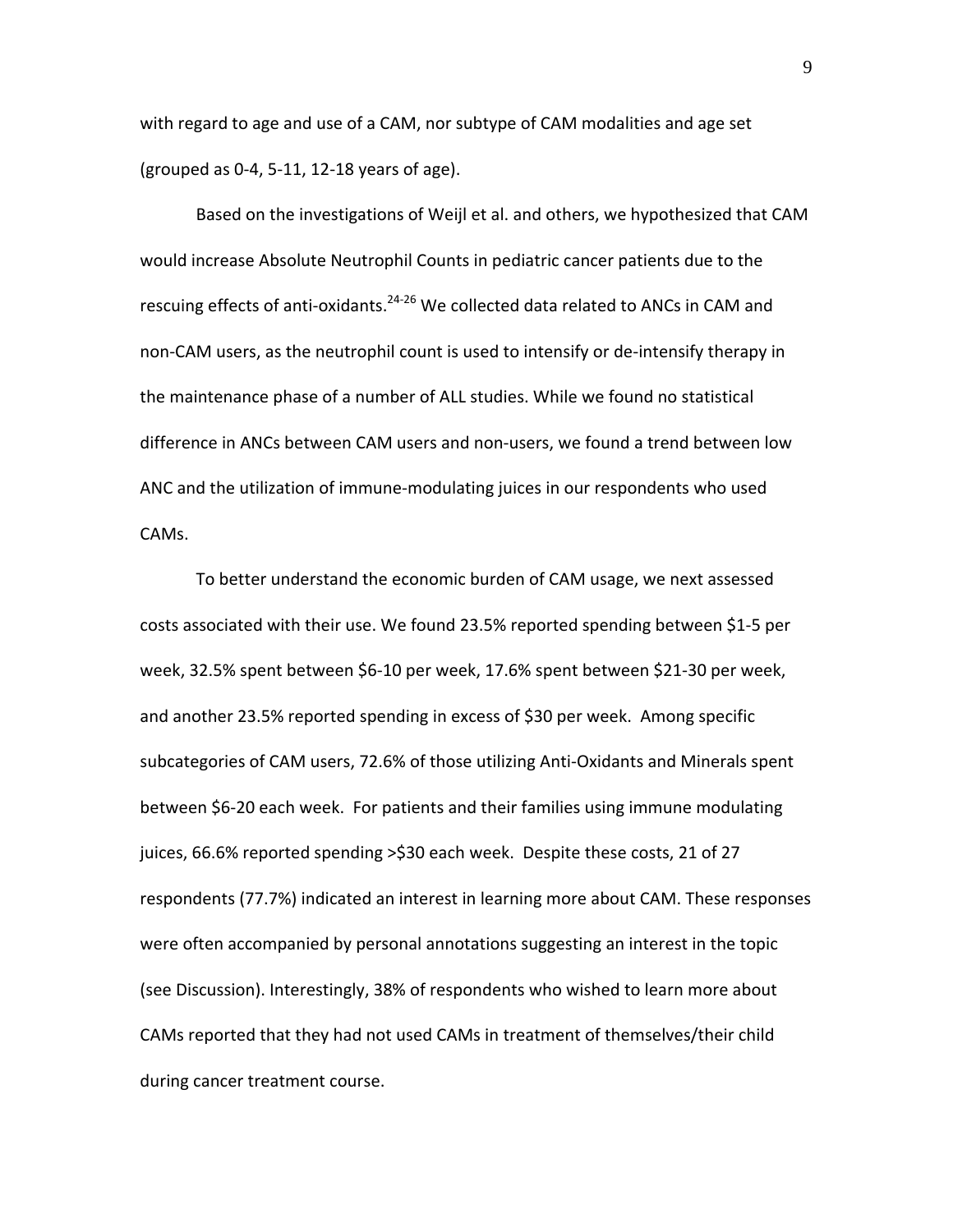with regard to age and use of a CAM, nor subtype of CAM modalities and age set (grouped as 0-4, 5-11, 12-18 years of age).

Based on the investigations of Weijl et al. and others, we hypothesized that CAM would increase Absolute Neutrophil Counts in pediatric cancer patients due to the rescuing effects of anti-oxidants.[24-26] We collected data related to ANCs in CAM and non-CAM users, as the neutrophil count is used to intensify or de-intensify therapy in the maintenance phase of a number of ALL studies. While we found no statistical difference in ANCs between CAM users and non-users, we found a trend between low ANC and the utilization of immune-modulating juices in our respondents who used CAMs.

To better understand the economic burden of CAM usage, we next assessed costs associated with their use. We found 23.5% reported spending between $1-5 per week, 32.5% spent between $6-10 per week, 17.6% spent between $21-30 per week, and another 23.5% reported spending in excess of $30 per week. Among specific subcategories of CAM users, 72.6% of those utilizing Anti-Oxidants and Minerals spent between $6-20 each week. For patients and their families using immune modulating juices, 66.6% reported spending >$30 each week. Despite these costs, 21 of 27 respondents (77.7%) indicated an interest in learning more about CAM. These responses were often accompanied by personal annotations suggesting an interest in the topic (see Discussion). Interestingly, 38% of respondents who wished to learn more about CAMs reported that they had not used CAMs in treatment of themselves/their child during cancer treatment course.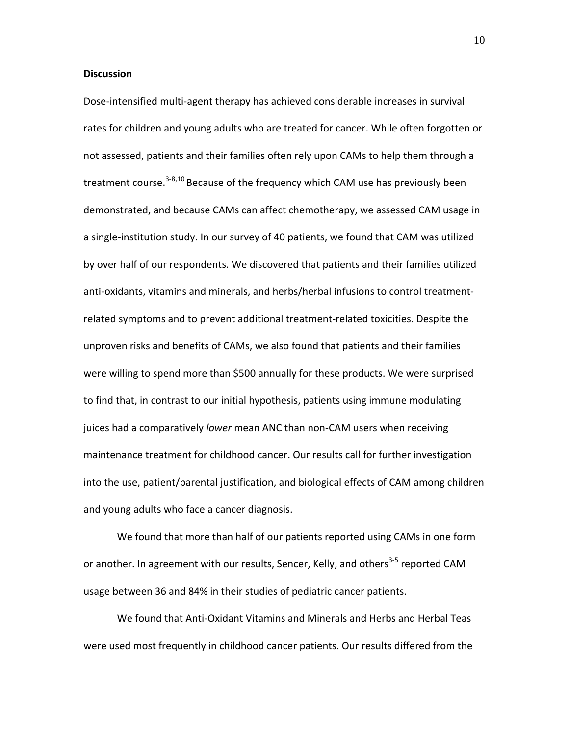**Discussion**

Dose-intensified multi-agent therapy has achieved considerable increases in survival rates for children and young adults who are treated for cancer. While often forgotten or not assessed, patients and their families often rely upon CAMs to help them through a treatment course.[3-8,10] Because of the frequency which CAM use has previously been demonstrated, and because CAMs can affect chemotherapy, we assessed CAM usage in a single-institution study. In our survey of 40 patients, we found that CAM was utilized by over half of our respondents. We discovered that patients and their families utilized anti-oxidants, vitamins and minerals, and herbs/herbal infusions to control treatment-related symptoms and to prevent additional treatment-related toxicities. Despite the unproven risks and benefits of CAMs, we also found that patients and their families were willing to spend more than $500 annually for these products. We were surprised to find that, in contrast to our initial hypothesis, patients using immune modulating juices had a comparatively *lower* mean ANC than non-CAM users when receiving maintenance treatment for childhood cancer. Our results call for further investigation into the use, patient/parental justification, and biological effects of CAM among children and young adults who face a cancer diagnosis.

We found that more than half of our patients reported using CAMs in one form or another. In agreement with our results, Sencer, Kelly, and others[3-5] reported CAM usage between 36 and 84% in their studies of pediatric cancer patients.

We found that Anti-Oxidant Vitamins and Minerals and Herbs and Herbal Teas were used most frequently in childhood cancer patients. Our results differed from the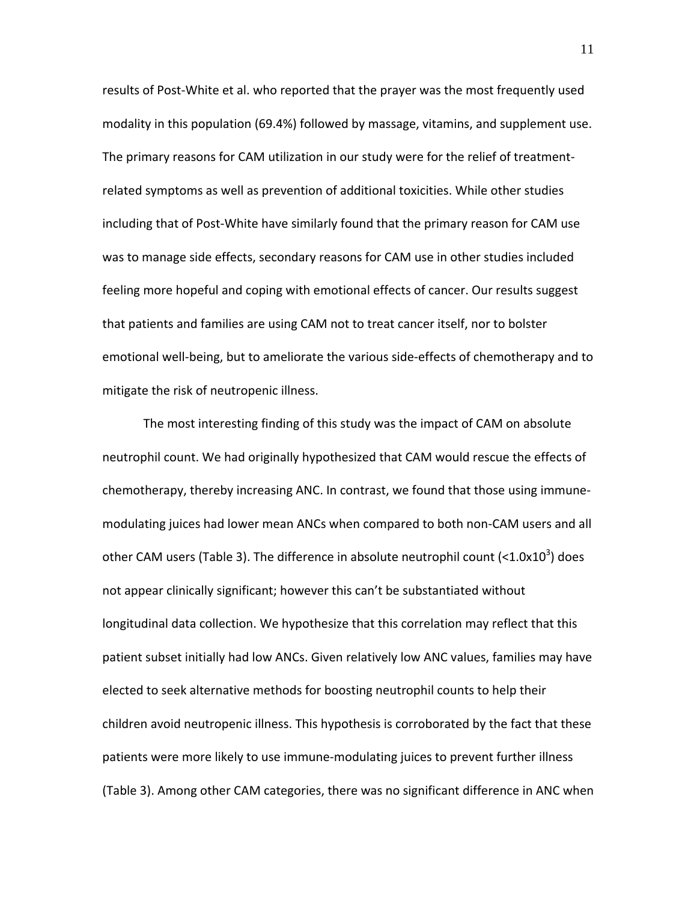results of Post-White et al. who reported that the prayer was the most frequently used modality in this population (69.4%) followed by massage, vitamins, and supplement use. The primary reasons for CAM utilization in our study were for the relief of treatment-related symptoms as well as prevention of additional toxicities. While other studies including that of Post-White have similarly found that the primary reason for CAM use was to manage side effects, secondary reasons for CAM use in other studies included feeling more hopeful and coping with emotional effects of cancer. Our results suggest that patients and families are using CAM not to treat cancer itself, nor to bolster emotional well-being, but to ameliorate the various side-effects of chemotherapy and to mitigate the risk of neutropenic illness.

The most interesting finding of this study was the impact of CAM on absolute neutrophil count. We had originally hypothesized that CAM would rescue the effects of chemotherapy, thereby increasing ANC. In contrast, we found that those using immune-modulating juices had lower mean ANCs when compared to both non-CAM users and all other CAM users (Table 3). The difference in absolute neutrophil count ($<1.0 \times 10^3$) does not appear clinically significant; however this can't be substantiated without longitudinal data collection. We hypothesize that this correlation may reflect that this patient subset initially had low ANCs. Given relatively low ANC values, families may have elected to seek alternative methods for boosting neutrophil counts to help their children avoid neutropenic illness. This hypothesis is corroborated by the fact that these patients were more likely to use immune-modulating juices to prevent further illness (Table 3). Among other CAM categories, there was no significant difference in ANC when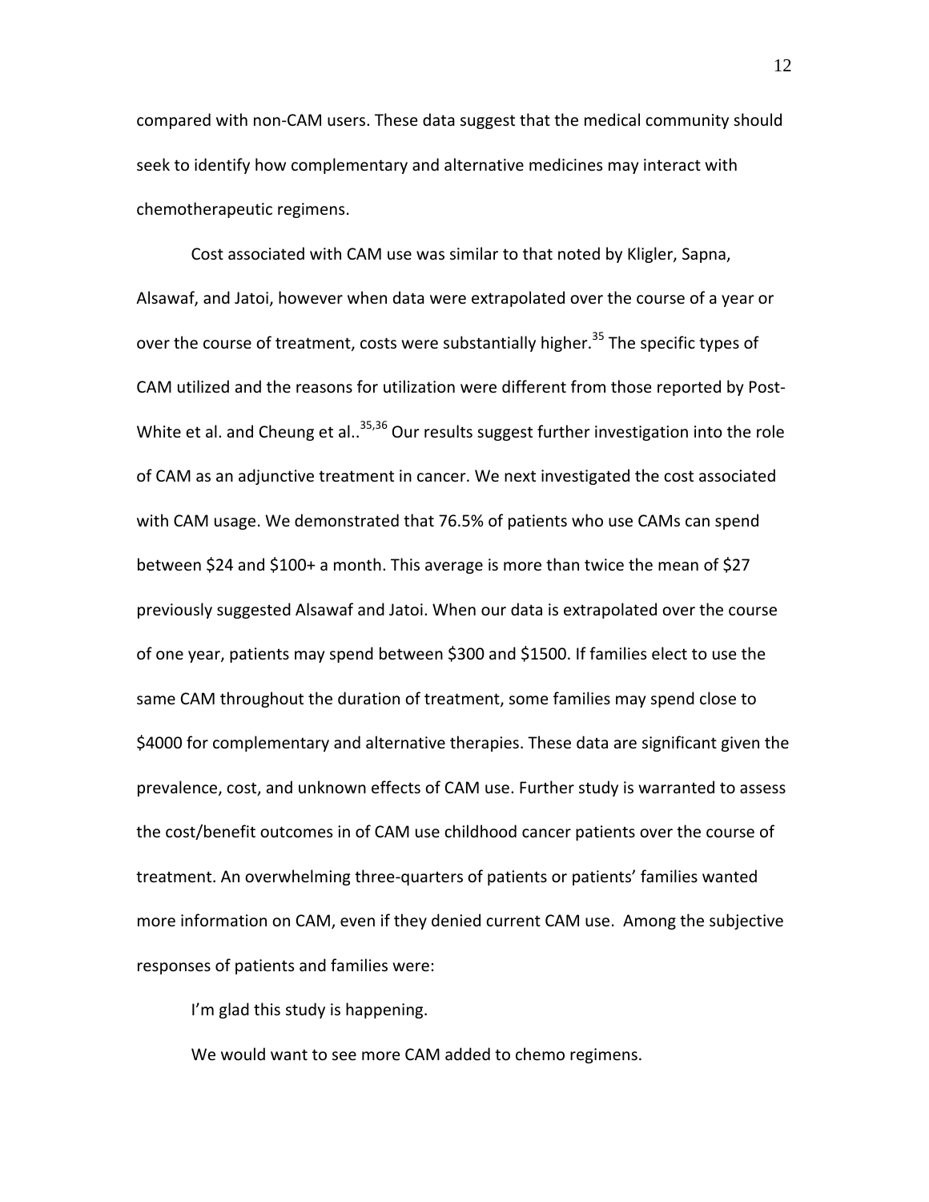compared with non-CAM users. These data suggest that the medical community should seek to identify how complementary and alternative medicines may interact with chemotherapeutic regimens.

Cost associated with CAM use was similar to that noted by Kligler, Sapna, Alsawaf, and Jatoi, however when data were extrapolated over the course of a year or over the course of treatment, costs were substantially higher.[35] The specific types of CAM utilized and the reasons for utilization were different from those reported by Post-White et al. and Cheung et al..[35,36] Our results suggest further investigation into the role of CAM as an adjunctive treatment in cancer. We next investigated the cost associated with CAM usage. We demonstrated that 76.5% of patients who use CAMs can spend between $24 and $100+ a month. This average is more than twice the mean of $27 previously suggested Alsawaf and Jatoi. When our data is extrapolated over the course of one year, patients may spend between $300 and $1500. If families elect to use the same CAM throughout the duration of treatment, some families may spend close to $4000 for complementary and alternative therapies. These data are significant given the prevalence, cost, and unknown effects of CAM use. Further study is warranted to assess the cost/benefit outcomes in of CAM use childhood cancer patients over the course of treatment. An overwhelming three-quarters of patients or patients' families wanted more information on CAM, even if they denied current CAM use. Among the subjective responses of patients and families were:

I'm glad this study is happening.

We would want to see more CAM added to chemo regimens.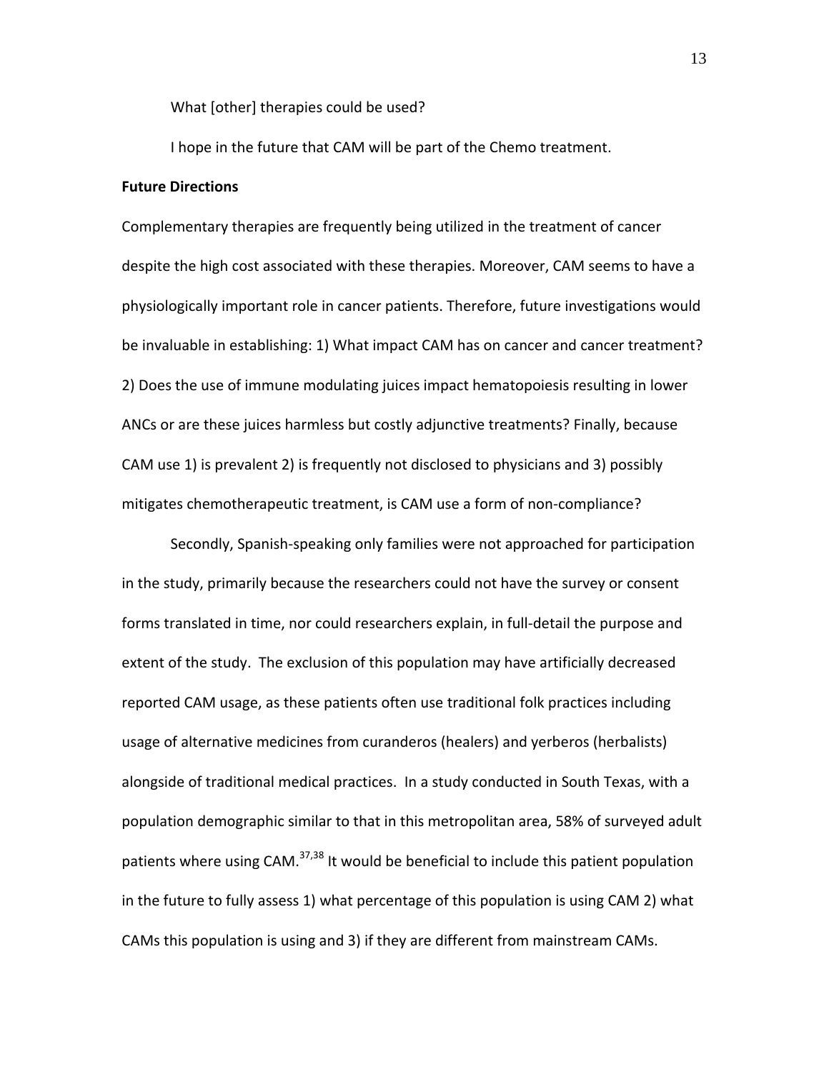What [other] therapies could be used?

I hope in the future that CAM will be part of the Chemo treatment.

**Future Directions**

Complementary therapies are frequently being utilized in the treatment of cancer despite the high cost associated with these therapies. Moreover, CAM seems to have a physiologically important role in cancer patients. Therefore, future investigations would be invaluable in establishing: 1) What impact CAM has on cancer and cancer treatment? 2) Does the use of immune modulating juices impact hematopoiesis resulting in lower ANCs or are these juices harmless but costly adjunctive treatments? Finally, because CAM use 1) is prevalent 2) is frequently not disclosed to physicians and 3) possibly mitigates chemotherapeutic treatment, is CAM use a form of non-compliance?

Secondly, Spanish-speaking only families were not approached for participation in the study, primarily because the researchers could not have the survey or consent forms translated in time, nor could researchers explain, in full-detail the purpose and extent of the study. The exclusion of this population may have artificially decreased reported CAM usage, as these patients often use traditional folk practices including usage of alternative medicines from curanderos (healers) and yerberos (herbalists) alongside of traditional medical practices. In a study conducted in South Texas, with a population demographic similar to that in this metropolitan area, 58% of surveyed adult patients where using CAM.[37,38] It would be beneficial to include this patient population in the future to fully assess 1) what percentage of this population is using CAM 2) what CAMs this population is using and 3) if they are different from mainstream CAMs.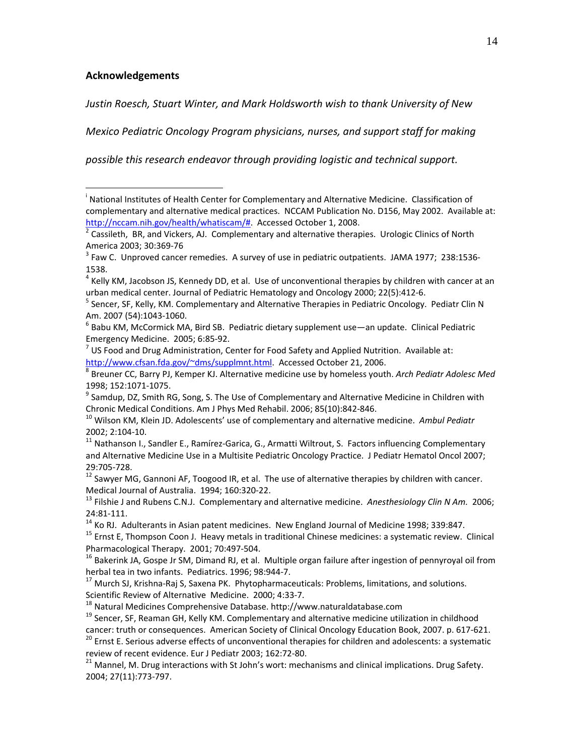**Acknowledgements**

*Justin Roesch, Stuart Winter, and Mark Holdsworth wish to thank University of New Mexico Pediatric Oncology Program physicians, nurses, and support staff for making possible this research endeavor through providing logistic and technical support.*

---

[i] National Institutes of Health Center for Complementary and Alternative Medicine. Classification of complementary and alternative medical practices. NCCAM Publication No. D156, May 2002. Available at: http://nccam.nih.gov/health/whatiscam/#. Accessed October 1, 2008.

[2] Cassileth, BR, and Vickers, AJ. Complementary and alternative therapies. Urologic Clinics of North America 2003; 30:369-76

[3] Faw C. Unproved cancer remedies. A survey of use in pediatric outpatients. JAMA 1977; 238:1536-1538.

[4] Kelly KM, Jacobson JS, Kennedy DD, et al. Use of unconventional therapies by children with cancer at an urban medical center. Journal of Pediatric Hematology and Oncology 2000; 22(5):412-6.

[5] Sencer, SF, Kelly, KM. Complementary and Alternative Therapies in Pediatric Oncology. Pediatr Clin N Am. 2007 (54):1043-1060.

[6] Babu KM, McCormick MA, Bird SB. Pediatric dietary supplement use—an update. Clinical Pediatric Emergency Medicine. 2005; 6:85-92.

[7] US Food and Drug Administration, Center for Food Safety and Applied Nutrition. Available at: http://www.cfsan.fda.gov/~dms/supplmnt.html. Accessed October 21, 2006.

[8] Breuner CC, Barry PJ, Kemper KJ. Alternative medicine use by homeless youth. *Arch Pediatr Adolesc Med* 1998; 152:1071-1075.

[9] Samdup, DZ, Smith RG, Song, S. The Use of Complementary and Alternative Medicine in Children with Chronic Medical Conditions. Am J Phys Med Rehabil. 2006; 85(10):842-846.

[10] Wilson KM, Klein JD. Adolescents' use of complementary and alternative medicine. *Ambul Pediatr* 2002; 2:104-10.

[11] Nathanson I., Sandler E., Ramírez-Garica, G., Armatti Wiltrout, S. Factors influencing Complementary and Alternative Medicine Use in a Multisite Pediatric Oncology Practice. J Pediatr Hematol Oncol 2007; 29:705-728.

[12] Sawyer MG, Gannoni AF, Toogood IR, et al. The use of alternative therapies by children with cancer. Medical Journal of Australia. 1994; 160:320-22.

[13] Filshie J and Rubens C.N.J. Complementary and alternative medicine. *Anesthesiology Clin N Am.* 2006; 24:81-111.

[14] Ko RJ. Adulterants in Asian patent medicines. New England Journal of Medicine 1998; 339:847.

[15] Ernst E, Thompson Coon J. Heavy metals in traditional Chinese medicines: a systematic review. Clinical Pharmacological Therapy. 2001; 70:497-504.

[16] Bakerink JA, Gospe Jr SM, Dimand RJ, et al. Multiple organ failure after ingestion of pennyroyal oil from herbal tea in two infants. Pediatrics. 1996; 98:944-7.

[17] Murch SJ, Krishna-Raj S, Saxena PK. Phytopharmaceuticals: Problems, limitations, and solutions. Scientific Review of Alternative Medicine. 2000; 4:33-7.

[18] Natural Medicines Comprehensive Database. http://www.naturaldatabase.com

[19] Sencer, SF, Reaman GH, Kelly KM. Complementary and alternative medicine utilization in childhood cancer: truth or consequences. American Society of Clinical Oncology Education Book, 2007. p. 617-621.

[20] Ernst E. Serious adverse effects of unconventional therapies for children and adolescents: a systematic review of recent evidence. Eur J Pediatr 2003; 162:72-80.

[21] Mannel, M. Drug interactions with St John's wort: mechanisms and clinical implications. Drug Safety. 2004; 27(11):773-797.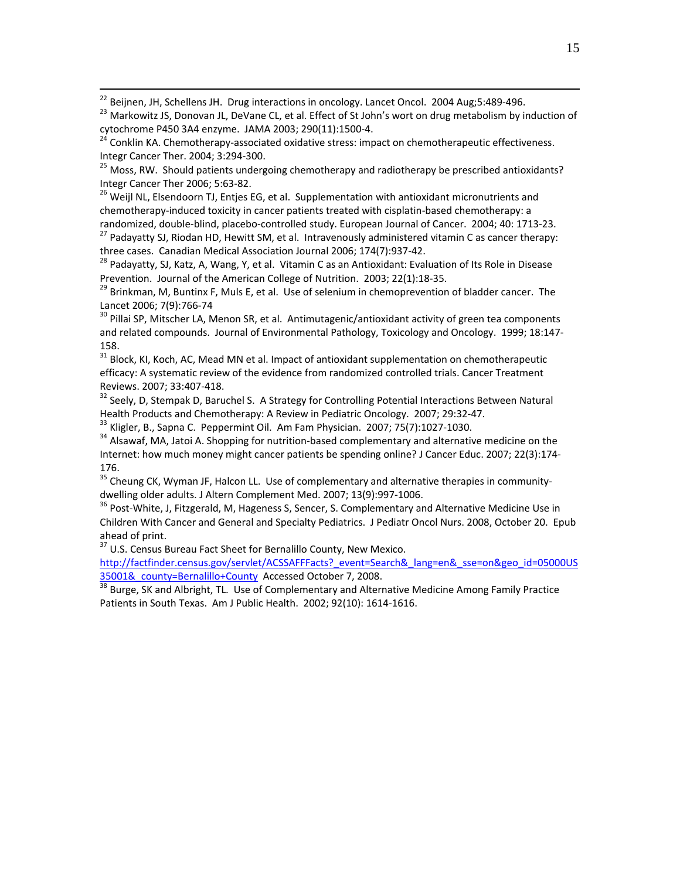[22] Beijnen, JH, Schellens JH. Drug interactions in oncology. Lancet Oncol. 2004 Aug;5:489-496.

[23] Markowitz JS, Donovan JL, DeVane CL, et al. Effect of St John's wort on drug metabolism by induction of cytochrome P450 3A4 enzyme. JAMA 2003; 290(11):1500-4.

[24] Conklin KA. Chemotherapy-associated oxidative stress: impact on chemotherapeutic effectiveness. Integr Cancer Ther. 2004; 3:294-300.

[25] Moss, RW. Should patients undergoing chemotherapy and radiotherapy be prescribed antioxidants? Integr Cancer Ther 2006; 5:63-82.

[26] Weijl NL, Elsendoorn TJ, Entjes EG, et al. Supplementation with antioxidant micronutrients and chemotherapy-induced toxicity in cancer patients treated with cisplatin-based chemotherapy: a randomized, double-blind, placebo-controlled study. European Journal of Cancer. 2004; 40: 1713-23.

[27] Padayatty SJ, Riodan HD, Hewitt SM, et al. Intravenously administered vitamin C as cancer therapy: three cases. Canadian Medical Association Journal 2006; 174(7):937-42.

[28] Padayatty, SJ, Katz, A, Wang, Y, et al. Vitamin C as an Antioxidant: Evaluation of Its Role in Disease Prevention. Journal of the American College of Nutrition. 2003; 22(1):18-35.

[29] Brinkman, M, Buntinx F, Muls E, et al. Use of selenium in chemoprevention of bladder cancer. The Lancet 2006; 7(9):766-74

[30] Pillai SP, Mitscher LA, Menon SR, et al. Antimutagenic/antioxidant activity of green tea components and related compounds. Journal of Environmental Pathology, Toxicology and Oncology. 1999; 18:147-158.

[31] Block, KI, Koch, AC, Mead MN et al. Impact of antioxidant supplementation on chemotherapeutic efficacy: A systematic review of the evidence from randomized controlled trials. Cancer Treatment Reviews. 2007; 33:407-418.

[32] Seely, D, Stempak D, Baruchel S. A Strategy for Controlling Potential Interactions Between Natural Health Products and Chemotherapy: A Review in Pediatric Oncology. 2007; 29:32-47.

[33] Kligler, B., Sapna C. Peppermint Oil. Am Fam Physician. 2007; 75(7):1027-1030.

[34] Alsawaf, MA, Jatoi A. Shopping for nutrition-based complementary and alternative medicine on the Internet: how much money might cancer patients be spending online? J Cancer Educ. 2007; 22(3):174-176.

[35] Cheung CK, Wyman JF, Halcon LL. Use of complementary and alternative therapies in community-dwelling older adults. J Altern Complement Med. 2007; 13(9):997-1006.

[36] Post-White, J, Fitzgerald, M, Hageness S, Sencer, S. Complementary and Alternative Medicine Use in Children With Cancer and General and Specialty Pediatrics. J Pediatr Oncol Nurs. 2008, October 20. Epub ahead of print.

[37] U.S. Census Bureau Fact Sheet for Bernalillo County, New Mexico. http://factfinder.census.gov/servlet/ACSSAFFFacts?_event=Search&_lang=en&_sse=on&geo_id=05000US35001&_county=Bernalillo+County Accessed October 7, 2008.

[38] Burge, SK and Albright, TL. Use of Complementary and Alternative Medicine Among Family Practice Patients in South Texas. Am J Public Health. 2002; 92(10): 1614-1616.